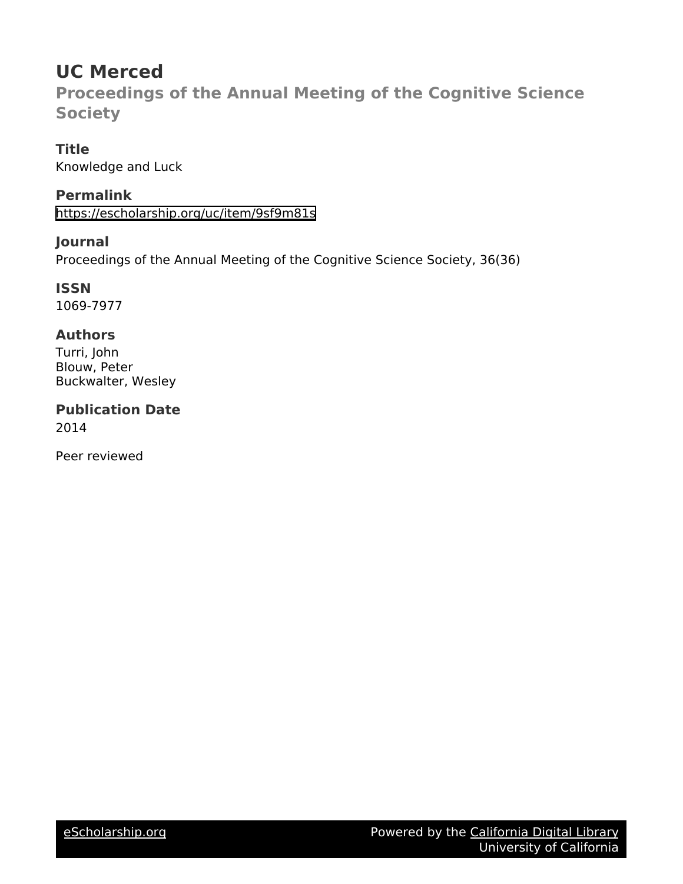# UC Merced

## Proceedings of the Annual Meeting of the Cognitive Science Society

### Title

Knowledge and Luck

### Permalink

https://escholarship.org/uc/item/9sf9m81s

### Journal

Proceedings of the Annual Meeting of the Cognitive Science Society, 36(36)

### ISSN

1069-7977

### Authors

Turri, John
Blouw, Peter
Buckwalter, Wesley

### Publication Date

2014

Peer reviewed

eScholarship.org Powered by the California Digital Library University of California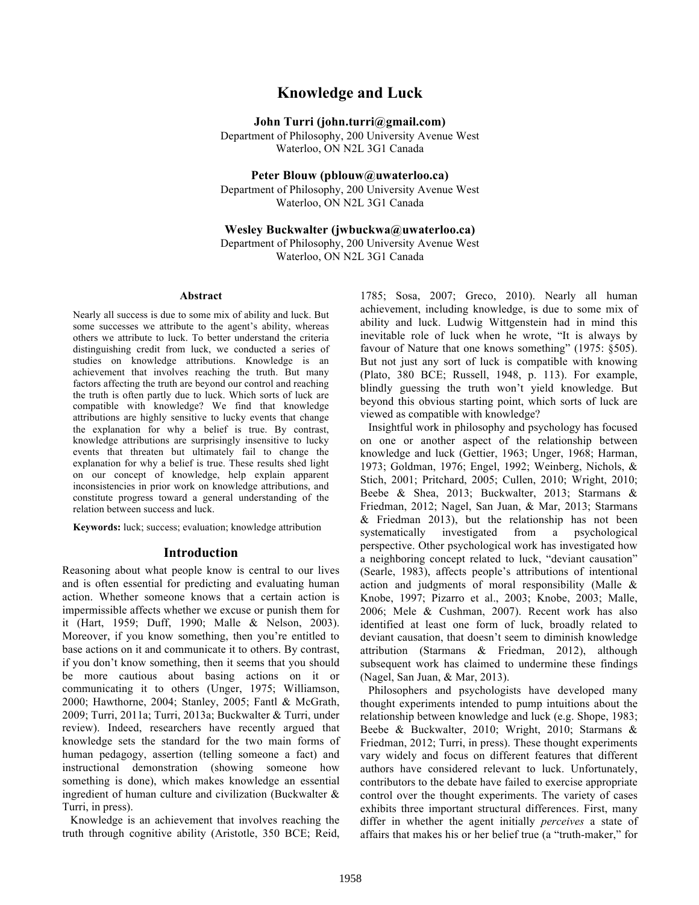# Knowledge and Luck

**John Turri (john.turri@gmail.com)**
Department of Philosophy, 200 University Avenue West
Waterloo, ON N2L 3G1 Canada

**Peter Blouw (pblouw@uwaterloo.ca)**
Department of Philosophy, 200 University Avenue West
Waterloo, ON N2L 3G1 Canada

**Wesley Buckwalter (jwbuckwa@uwaterloo.ca)**
Department of Philosophy, 200 University Avenue West
Waterloo, ON N2L 3G1 Canada

## Abstract

Nearly all success is due to some mix of ability and luck. But some successes we attribute to the agent's ability, whereas others we attribute to luck. To better understand the criteria distinguishing credit from luck, we conducted a series of studies on knowledge attributions. Knowledge is an achievement that involves reaching the truth. But many factors affecting the truth are beyond our control and reaching the truth is often partly due to luck. Which sorts of luck are compatible with knowledge? We find that knowledge attributions are highly sensitive to lucky events that change the explanation for why a belief is true. By contrast, knowledge attributions are surprisingly insensitive to lucky events that threaten but ultimately fail to change the explanation for why a belief is true. These results shed light on our concept of knowledge, help explain apparent inconsistencies in prior work on knowledge attributions, and constitute progress toward a general understanding of the relation between success and luck.

**Keywords:** luck; success; evaluation; knowledge attribution

## Introduction

Reasoning about what people know is central to our lives and is often essential for predicting and evaluating human action. Whether someone knows that a certain action is impermissible affects whether we excuse or punish them for it (Hart, 1959; Duff, 1990; Malle & Nelson, 2003). Moreover, if you know something, then you're entitled to base actions on it and communicate it to others. By contrast, if you don't know something, then it seems that you should be more cautious about basing actions on it or communicating it to others (Unger, 1975; Williamson, 2000; Hawthorne, 2004; Stanley, 2005; Fantl & McGrath, 2009; Turri, 2011a; Turri, 2013a; Buckwalter & Turri, under review). Indeed, researchers have recently argued that knowledge sets the standard for the two main forms of human pedagogy, assertion (telling someone a fact) and instructional demonstration (showing someone how something is done), which makes knowledge an essential ingredient of human culture and civilization (Buckwalter & Turri, in press).

Knowledge is an achievement that involves reaching the truth through cognitive ability (Aristotle, 350 BCE; Reid, 1785; Sosa, 2007; Greco, 2010). Nearly all human achievement, including knowledge, is due to some mix of ability and luck. Ludwig Wittgenstein had in mind this inevitable role of luck when he wrote, "It is always by favour of Nature that one knows something" (1975: §505). But not just any sort of luck is compatible with knowing (Plato, 380 BCE; Russell, 1948, p. 113). For example, blindly guessing the truth won't yield knowledge. But beyond this obvious starting point, which sorts of luck are viewed as compatible with knowledge?

Insightful work in philosophy and psychology has focused on one or another aspect of the relationship between knowledge and luck (Gettier, 1963; Unger, 1968; Harman, 1973; Goldman, 1976; Engel, 1992; Weinberg, Nichols, & Stich, 2001; Pritchard, 2005; Cullen, 2010; Wright, 2010; Beebe & Shea, 2013; Buckwalter, 2013; Starmans & Friedman, 2012; Nagel, San Juan, & Mar, 2013; Starmans & Friedman 2013), but the relationship has not been systematically investigated from a psychological perspective. Other psychological work has investigated how a neighboring concept related to luck, "deviant causation" (Searle, 1983), affects people's attributions of intentional action and judgments of moral responsibility (Malle & Knobe, 1997; Pizarro et al., 2003; Knobe, 2003; Malle, 2006; Mele & Cushman, 2007). Recent work has also identified at least one form of luck, broadly related to deviant causation, that doesn't seem to diminish knowledge attribution (Starmans & Friedman, 2012), although subsequent work has claimed to undermine these findings (Nagel, San Juan, & Mar, 2013).

Philosophers and psychologists have developed many thought experiments intended to pump intuitions about the relationship between knowledge and luck (e.g. Shope, 1983; Beebe & Buckwalter, 2010; Wright, 2010; Starmans & Friedman, 2012; Turri, in press). These thought experiments vary widely and focus on different features that different authors have considered relevant to luck. Unfortunately, contributors to the debate have failed to exercise appropriate control over the thought experiments. The variety of cases exhibits three important structural differences. First, many differ in whether the agent initially *perceives* a state of affairs that makes his or her belief true (a "truth-maker," for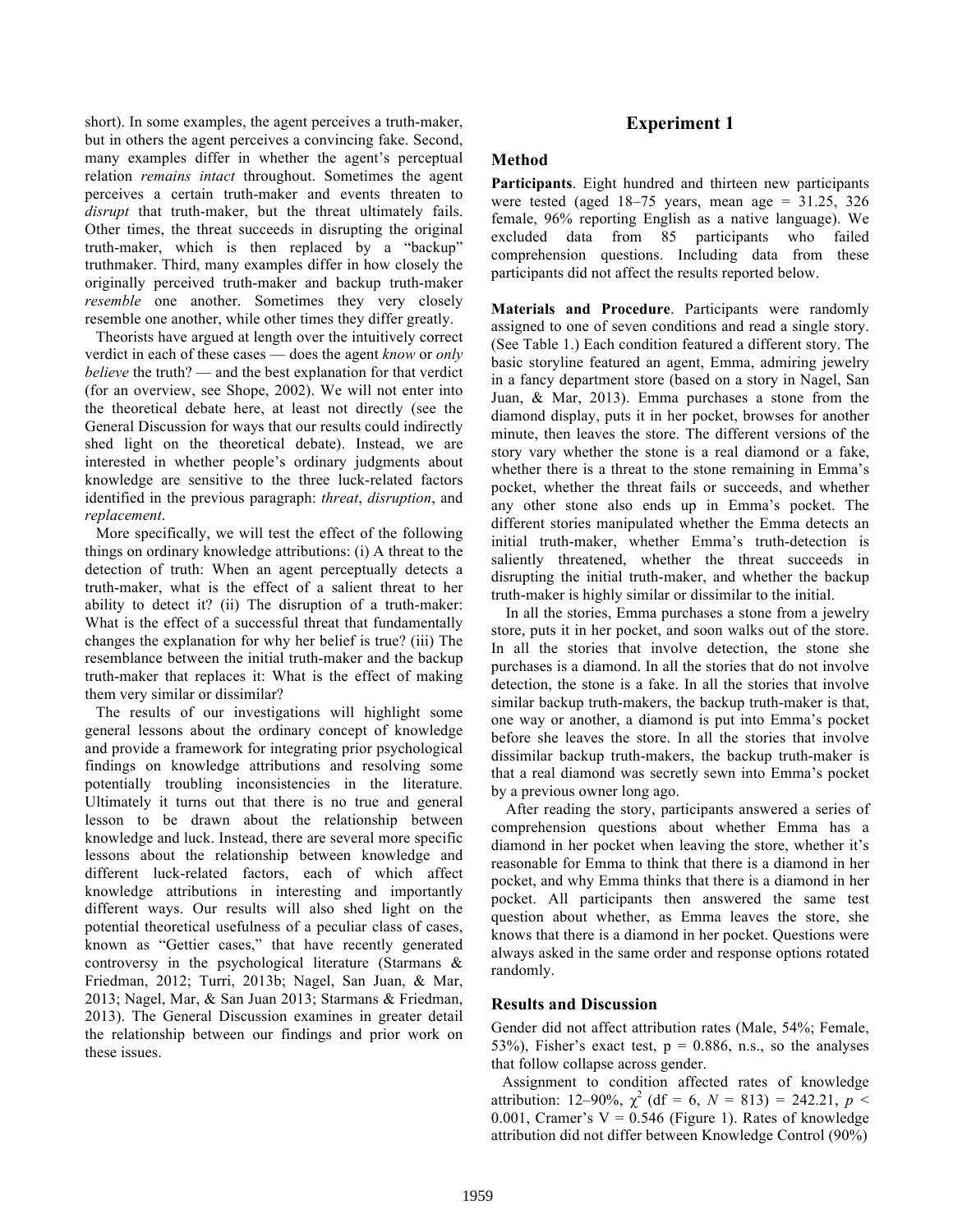short). In some examples, the agent perceives a truth-maker, but in others the agent perceives a convincing fake. Second, many examples differ in whether the agent's perceptual relation *remains intact* throughout. Sometimes the agent perceives a certain truth-maker and events threaten to *disrupt* that truth-maker, but the threat ultimately fails. Other times, the threat succeeds in disrupting the original truth-maker, which is then replaced by a "backup" truthmaker. Third, many examples differ in how closely the originally perceived truth-maker and backup truth-maker *resemble* one another. Sometimes they very closely resemble one another, while other times they differ greatly.

Theorists have argued at length over the intuitively correct verdict in each of these cases — does the agent *know* or *only believe* the truth? — and the best explanation for that verdict (for an overview, see Shope, 2002). We will not enter into the theoretical debate here, at least not directly (see the General Discussion for ways that our results could indirectly shed light on the theoretical debate). Instead, we are interested in whether people's ordinary judgments about knowledge are sensitive to the three luck-related factors identified in the previous paragraph: *threat*, *disruption*, and *replacement*.

More specifically, we will test the effect of the following things on ordinary knowledge attributions: (i) A threat to the detection of truth: When an agent perceptually detects a truth-maker, what is the effect of a salient threat to her ability to detect it? (ii) The disruption of a truth-maker: What is the effect of a successful threat that fundamentally changes the explanation for why her belief is true? (iii) The resemblance between the initial truth-maker and the backup truth-maker that replaces it: What is the effect of making them very similar or dissimilar?

The results of our investigations will highlight some general lessons about the ordinary concept of knowledge and provide a framework for integrating prior psychological findings on knowledge attributions and resolving some potentially troubling inconsistencies in the literature. Ultimately it turns out that there is no true and general lesson to be drawn about the relationship between knowledge and luck. Instead, there are several more specific lessons about the relationship between knowledge and different luck-related factors, each of which affect knowledge attributions in interesting and importantly different ways. Our results will also shed light on the potential theoretical usefulness of a peculiar class of cases, known as "Gettier cases," that have recently generated controversy in the psychological literature (Starmans & Friedman, 2012; Turri, 2013b; Nagel, San Juan, & Mar, 2013; Nagel, Mar, & San Juan 2013; Starmans & Friedman, 2013). The General Discussion examines in greater detail the relationship between our findings and prior work on these issues.

## Experiment 1

### Method

**Participants**. Eight hundred and thirteen new participants were tested (aged 18–75 years, mean age = 31.25, 326 female, 96% reporting English as a native language). We excluded data from 85 participants who failed comprehension questions. Including data from these participants did not affect the results reported below.

**Materials and Procedure**. Participants were randomly assigned to one of seven conditions and read a single story. (See Table 1.) Each condition featured a different story. The basic storyline featured an agent, Emma, admiring jewelry in a fancy department store (based on a story in Nagel, San Juan, & Mar, 2013). Emma purchases a stone from the diamond display, puts it in her pocket, browses for another minute, then leaves the store. The different versions of the story vary whether the stone is a real diamond or a fake, whether there is a threat to the stone remaining in Emma's pocket, whether the threat fails or succeeds, and whether any other stone also ends up in Emma's pocket. The different stories manipulated whether the Emma detects an initial truth-maker, whether Emma's truth-detection is saliently threatened, whether the threat succeeds in disrupting the initial truth-maker, and whether the backup truth-maker is highly similar or dissimilar to the initial.

In all the stories, Emma purchases a stone from a jewelry store, puts it in her pocket, and soon walks out of the store. In all the stories that involve detection, the stone she purchases is a diamond. In all the stories that do not involve detection, the stone is a fake. In all the stories that involve similar backup truth-makers, the backup truth-maker is that, one way or another, a diamond is put into Emma's pocket before she leaves the store. In all the stories that involve dissimilar backup truth-makers, the backup truth-maker is that a real diamond was secretly sewn into Emma's pocket by a previous owner long ago.

After reading the story, participants answered a series of comprehension questions about whether Emma has a diamond in her pocket when leaving the store, whether it's reasonable for Emma to think that there is a diamond in her pocket, and why Emma thinks that there is a diamond in her pocket. All participants then answered the same test question about whether, as Emma leaves the store, she knows that there is a diamond in her pocket. Questions were always asked in the same order and response options rotated randomly.

### Results and Discussion

Gender did not affect attribution rates (Male, 54%; Female, 53%), Fisher's exact test, $p = 0.886$, n.s., so the analyses that follow collapse across gender.

Assignment to condition affected rates of knowledge attribution: 12–90%, $\chi^2$ (df = 6, $N$ = 813) = 242.21, $p < 0.001$, Cramer's V = 0.546 (Figure 1). Rates of knowledge attribution did not differ between Knowledge Control (90%)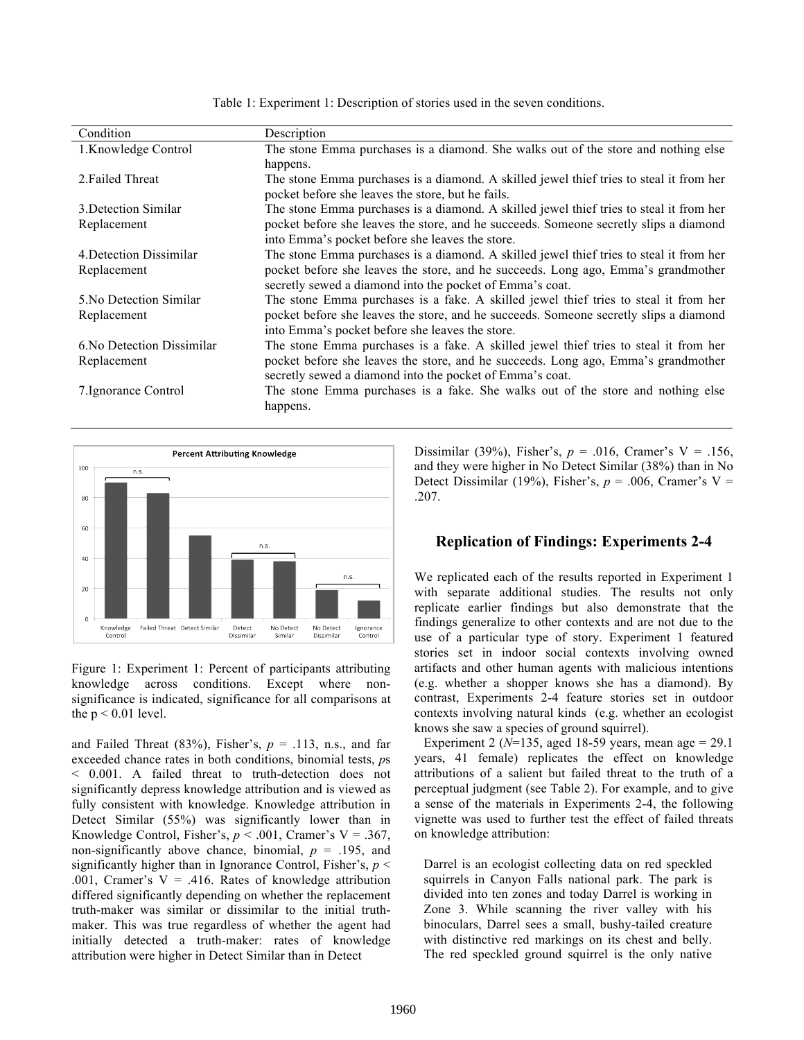Table 1: Experiment 1: Description of stories used in the seven conditions.

| Condition | Description |
|---|---|
| 1.Knowledge Control | The stone Emma purchases is a diamond. She walks out of the store and nothing else happens. |
| 2.Failed Threat | The stone Emma purchases is a diamond. A skilled jewel thief tries to steal it from her pocket before she leaves the store, but he fails. |
| 3.Detection Similar Replacement | The stone Emma purchases is a diamond. A skilled jewel thief tries to steal it from her pocket before she leaves the store, and he succeeds. Someone secretly slips a diamond into Emma's pocket before she leaves the store. |
| 4.Detection Dissimilar Replacement | The stone Emma purchases is a diamond. A skilled jewel thief tries to steal it from her pocket before she leaves the store, and he succeeds. Long ago, Emma's grandmother secretly sewed a diamond into the pocket of Emma's coat. |
| 5.No Detection Similar Replacement | The stone Emma purchases is a fake. A skilled jewel thief tries to steal it from her pocket before she leaves the store, and he succeeds. Someone secretly slips a diamond into Emma's pocket before she leaves the store. |
| 6.No Detection Dissimilar Replacement | The stone Emma purchases is a fake. A skilled jewel thief tries to steal it from her pocket before she leaves the store, and he succeeds. Long ago, Emma's grandmother secretly sewed a diamond into the pocket of Emma's coat. |
| 7.Ignorance Control | The stone Emma purchases is a fake. She walks out of the store and nothing else happens. |

Figure 1: Experiment 1: Percent of participants attributing knowledge across conditions. Except where non-significance is indicated, significance for all comparisons at the p < 0.01 level.

and Failed Threat (83%), Fisher's, $p$ = .113, n.s., and far exceeded chance rates in both conditions, binomial tests, $p$s < 0.001. A failed threat to truth-detection does not significantly depress knowledge attribution and is viewed as fully consistent with knowledge. Knowledge attribution in Detect Similar (55%) was significantly lower than in Knowledge Control, Fisher's, $p$ < .001, Cramer's V = .367, non-significantly above chance, binomial, $p$ = .195, and significantly higher than in Ignorance Control, Fisher's, $p$ < .001, Cramer's V = .416. Rates of knowledge attribution differed significantly depending on whether the replacement truth-maker was similar or dissimilar to the initial truth-maker. This was true regardless of whether the agent had initially detected a truth-maker: rates of knowledge attribution were higher in Detect Similar than in Detect Dissimilar (39%), Fisher's, $p$ = .016, Cramer's V = .156, and they were higher in No Detect Similar (38%) than in No Detect Dissimilar (19%), Fisher's, $p$ = .006, Cramer's V = .207.

## Replication of Findings: Experiments 2-4

We replicated each of the results reported in Experiment 1 with separate additional studies. The results not only replicate earlier findings but also demonstrate that the findings generalize to other contexts and are not due to the use of a particular type of story. Experiment 1 featured stories set in indoor social contexts involving owned artifacts and other human agents with malicious intentions (e.g. whether a shopper knows she has a diamond). By contrast, Experiments 2-4 feature stories set in outdoor contexts involving natural kinds (e.g. whether an ecologist knows she saw a species of ground squirrel).

Experiment 2 ($N$=135, aged 18-59 years, mean age = 29.1 years, 41 female) replicates the effect on knowledge attributions of a salient but failed threat to the truth of a perceptual judgment (see Table 2). For example, and to give a sense of the materials in Experiments 2-4, the following vignette was used to further test the effect of failed threats on knowledge attribution:

> Darrel is an ecologist collecting data on red speckled squirrels in Canyon Falls national park. The park is divided into ten zones and today Darrel is working in Zone 3. While scanning the river valley with his binoculars, Darrel sees a small, bushy-tailed creature with distinctive red markings on its chest and belly. The red speckled ground squirrel is the only native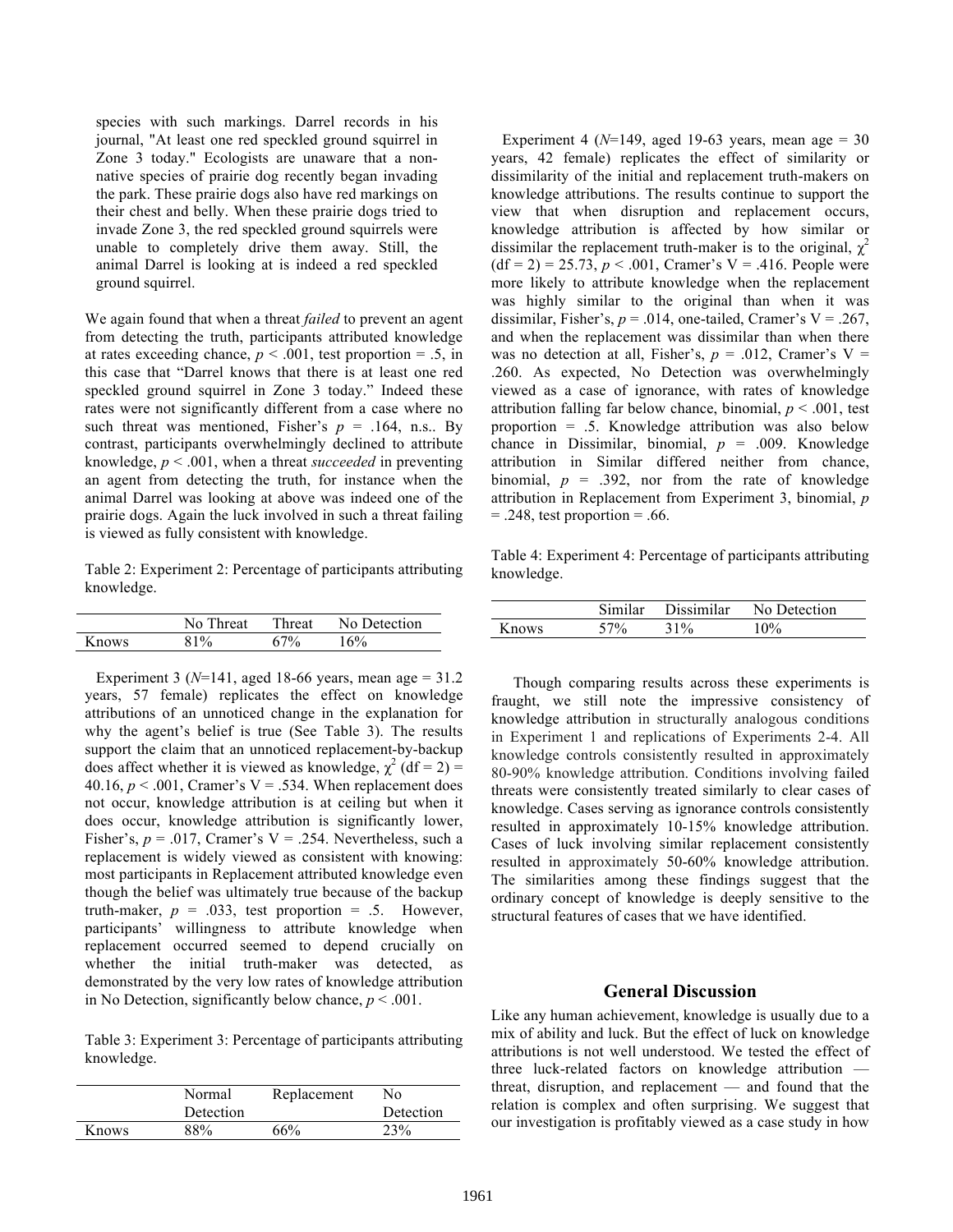species with such markings. Darrel records in his journal, "At least one red speckled ground squirrel in Zone 3 today." Ecologists are unaware that a non-native species of prairie dog recently began invading the park. These prairie dogs also have red markings on their chest and belly. When these prairie dogs tried to invade Zone 3, the red speckled ground squirrels were unable to completely drive them away. Still, the animal Darrel is looking at is indeed a red speckled ground squirrel.

We again found that when a threat *failed* to prevent an agent from detecting the truth, participants attributed knowledge at rates exceeding chance, $p < .001$, test proportion = .5, in this case that "Darrel knows that there is at least one red speckled ground squirrel in Zone 3 today." Indeed these rates were not significantly different from a case where no such threat was mentioned, Fisher's $p = .164$, n.s.. By contrast, participants overwhelmingly declined to attribute knowledge, $p < .001$, when a threat *succeeded* in preventing an agent from detecting the truth, for instance when the animal Darrel was looking at above was indeed one of the prairie dogs. Again the luck involved in such a threat failing is viewed as fully consistent with knowledge.

Table 2: Experiment 2: Percentage of participants attributing knowledge.

| | No Threat | Threat | No Detection |
|---|---|---|---|
| Knows | 81% | 67% | 16% |

Experiment 3 ($N$=141, aged 18-66 years, mean age = 31.2 years, 57 female) replicates the effect on knowledge attributions of an unnoticed change in the explanation for why the agent's belief is true (See Table 3). The results support the claim that an unnoticed replacement-by-backup does affect whether it is viewed as knowledge, $\chi^2$ (df = 2) = 40.16, $p < .001$, Cramer's V = .534. When replacement does not occur, knowledge attribution is at ceiling but when it does occur, knowledge attribution is significantly lower, Fisher's, $p = .017$, Cramer's V = .254. Nevertheless, such a replacement is widely viewed as consistent with knowing: most participants in Replacement attributed knowledge even though the belief was ultimately true because of the backup truth-maker, $p = .033$, test proportion = .5. However, participants' willingness to attribute knowledge when replacement occurred seemed to depend crucially on whether the initial truth-maker was detected, as demonstrated by the very low rates of knowledge attribution in No Detection, significantly below chance, $p < .001$.

Table 3: Experiment 3: Percentage of participants attributing knowledge.

| | Normal Detection | Replacement | No Detection |
|---|---|---|---|
| Knows | 88% | 66% | 23% |

Experiment 4 ($N$=149, aged 19-63 years, mean age = 30 years, 42 female) replicates the effect of similarity or dissimilarity of the initial and replacement truth-makers on knowledge attributions. The results continue to support the view that when disruption and replacement occurs, knowledge attribution is affected by how similar or dissimilar the replacement truth-maker is to the original, $\chi^2$ (df = 2) = 25.73, $p < .001$, Cramer's V = .416. People were more likely to attribute knowledge when the replacement was highly similar to the original than when it was dissimilar, Fisher's, $p = .014$, one-tailed, Cramer's V = .267, and when the replacement was dissimilar than when there was no detection at all, Fisher's, $p = .012$, Cramer's V = .260. As expected, No Detection was overwhelmingly viewed as a case of ignorance, with rates of knowledge attribution falling far below chance, binomial, $p < .001$, test proportion = .5. Knowledge attribution was also below chance in Dissimilar, binomial, $p = .009$. Knowledge attribution in Similar differed neither from chance, binomial, $p = .392$, nor from the rate of knowledge attribution in Replacement from Experiment 3, binomial, $p = .248$, test proportion = .66.

Table 4: Experiment 4: Percentage of participants attributing knowledge.

| | Similar | Dissimilar | No Detection |
|---|---|---|---|
| Knows | 57% | 31% | 10% |

Though comparing results across these experiments is fraught, we still note the impressive consistency of knowledge attribution in structurally analogous conditions in Experiment 1 and replications of Experiments 2-4. All knowledge controls consistently resulted in approximately 80-90% knowledge attribution. Conditions involving failed threats were consistently treated similarly to clear cases of knowledge. Cases serving as ignorance controls consistently resulted in approximately 10-15% knowledge attribution. Cases of luck involving similar replacement consistently resulted in approximately 50-60% knowledge attribution. The similarities among these findings suggest that the ordinary concept of knowledge is deeply sensitive to the structural features of cases that we have identified.

## General Discussion

Like any human achievement, knowledge is usually due to a mix of ability and luck. But the effect of luck on knowledge attributions is not well understood. We tested the effect of three luck-related factors on knowledge attribution — threat, disruption, and replacement — and found that the relation is complex and often surprising. We suggest that our investigation is profitably viewed as a case study in how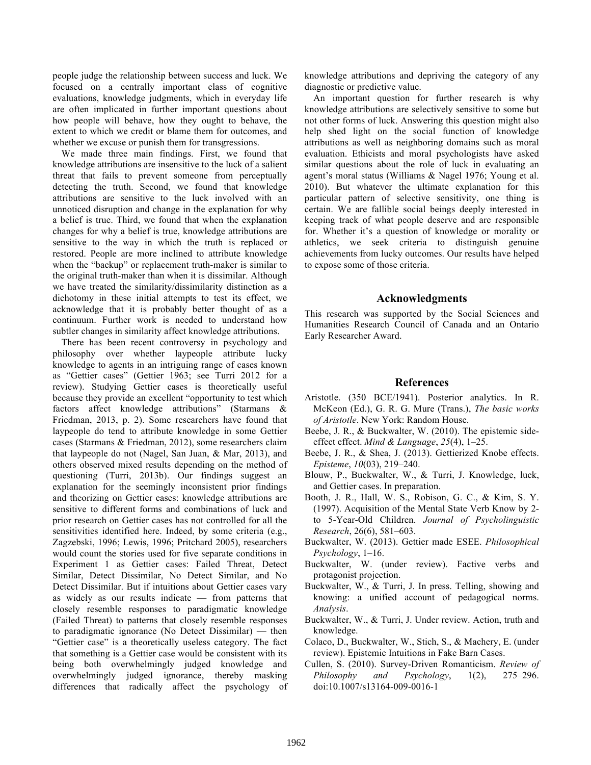people judge the relationship between success and luck. We focused on a centrally important class of cognitive evaluations, knowledge judgments, which in everyday life are often implicated in further important questions about how people will behave, how they ought to behave, the extent to which we credit or blame them for outcomes, and whether we excuse or punish them for transgressions.

We made three main findings. First, we found that knowledge attributions are insensitive to the luck of a salient threat that fails to prevent someone from perceptually detecting the truth. Second, we found that knowledge attributions are sensitive to the luck involved with an unnoticed disruption and change in the explanation for why a belief is true. Third, we found that when the explanation changes for why a belief is true, knowledge attributions are sensitive to the way in which the truth is replaced or restored. People are more inclined to attribute knowledge when the "backup" or replacement truth-maker is similar to the original truth-maker than when it is dissimilar. Although we have treated the similarity/dissimilarity distinction as a dichotomy in these initial attempts to test its effect, we acknowledge that it is probably better thought of as a continuum. Further work is needed to understand how subtler changes in similarity affect knowledge attributions.

There has been recent controversy in psychology and philosophy over whether laypeople attribute lucky knowledge to agents in an intriguing range of cases known as "Gettier cases" (Gettier 1963; see Turri 2012 for a review). Studying Gettier cases is theoretically useful because they provide an excellent "opportunity to test which factors affect knowledge attributions" (Starmans & Friedman, 2013, p. 2). Some researchers have found that laypeople do tend to attribute knowledge in some Gettier cases (Starmans & Friedman, 2012), some researchers claim that laypeople do not (Nagel, San Juan, & Mar, 2013), and others observed mixed results depending on the method of questioning (Turri, 2013b). Our findings suggest an explanation for the seemingly inconsistent prior findings and theorizing on Gettier cases: knowledge attributions are sensitive to different forms and combinations of luck and prior research on Gettier cases has not controlled for all the sensitivities identified here. Indeed, by some criteria (e.g., Zagzebski, 1996; Lewis, 1996; Pritchard 2005), researchers would count the stories used for five separate conditions in Experiment 1 as Gettier cases: Failed Threat, Detect Similar, Detect Dissimilar, No Detect Similar, and No Detect Dissimilar. But if intuitions about Gettier cases vary as widely as our results indicate — from patterns that closely resemble responses to paradigmatic knowledge (Failed Threat) to patterns that closely resemble responses to paradigmatic ignorance (No Detect Dissimilar) — then "Gettier case" is a theoretically useless category. The fact that something is a Gettier case would be consistent with its being both overwhelmingly judged knowledge and overwhelmingly judged ignorance, thereby masking differences that radically affect the psychology of knowledge attributions and depriving the category of any diagnostic or predictive value.

An important question for further research is why knowledge attributions are selectively sensitive to some but not other forms of luck. Answering this question might also help shed light on the social function of knowledge attributions as well as neighboring domains such as moral evaluation. Ethicists and moral psychologists have asked similar questions about the role of luck in evaluating an agent's moral status (Williams & Nagel 1976; Young et al. 2010). But whatever the ultimate explanation for this particular pattern of selective sensitivity, one thing is certain. We are fallible social beings deeply interested in keeping track of what people deserve and are responsible for. Whether it's a question of knowledge or morality or athletics, we seek criteria to distinguish genuine achievements from lucky outcomes. Our results have helped to expose some of those criteria.

## Acknowledgments

This research was supported by the Social Sciences and Humanities Research Council of Canada and an Ontario Early Researcher Award.

## References

Aristotle. (350 BCE/1941). Posterior analytics. In R. McKeon (Ed.), G. R. G. Mure (Trans.), *The basic works of Aristotle*. New York: Random House.

Beebe, J. R., & Buckwalter, W. (2010). The epistemic side-effect effect. *Mind & Language*, *25*(4), 1–25.

Beebe, J. R., & Shea, J. (2013). Gettierized Knobe effects. *Episteme*, *10*(03), 219–240.

Blouw, P., Buckwalter, W., & Turri, J. Knowledge, luck, and Gettier cases. In preparation.

Booth, J. R., Hall, W. S., Robison, G. C., & Kim, S. Y. (1997). Acquisition of the Mental State Verb Know by 2- to 5-Year-Old Children. *Journal of Psycholinguistic Research*, 26(6), 581–603.

Buckwalter, W. (2013). Gettier made ESEE. *Philosophical Psychology*, 1–16.

Buckwalter, W. (under review). Factive verbs and protagonist projection.

Buckwalter, W., & Turri, J. In press. Telling, showing and knowing: a unified account of pedagogical norms. *Analysis*.

Buckwalter, W., & Turri, J. Under review. Action, truth and knowledge.

Colaco, D., Buckwalter, W., Stich, S., & Machery, E. (under review). Epistemic Intuitions in Fake Barn Cases.

Cullen, S. (2010). Survey-Driven Romanticism. *Review of Philosophy and Psychology*, 1(2), 275–296. doi:10.1007/s13164-009-0016-1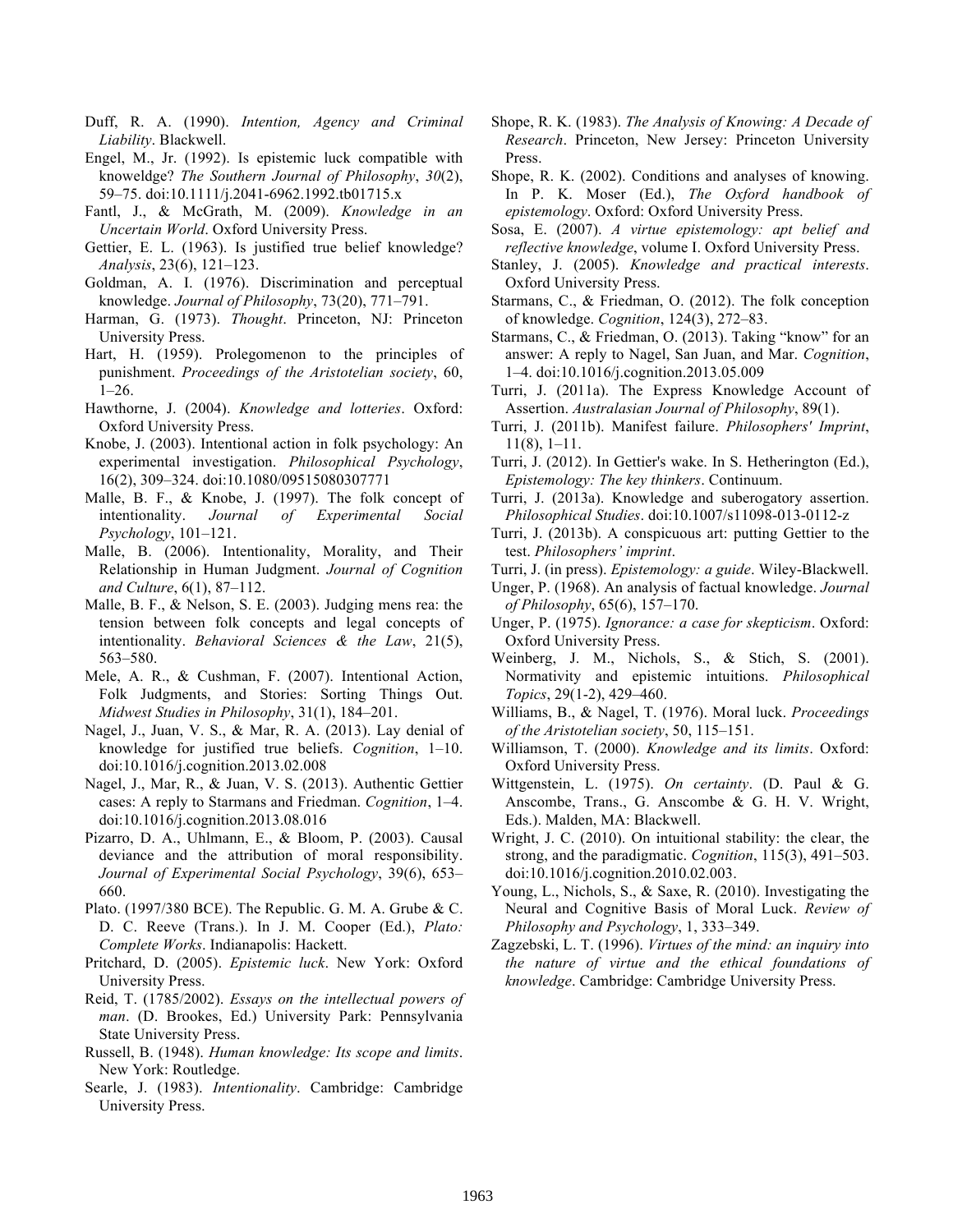Duff, R. A. (1990). *Intention, Agency and Criminal Liability*. Blackwell.

Engel, M., Jr. (1992). Is epistemic luck compatible with knoweldge? *The Southern Journal of Philosophy*, *30*(2), 59–75. doi:10.1111/j.2041-6962.1992.tb01715.x

Fantl, J., & McGrath, M. (2009). *Knowledge in an Uncertain World*. Oxford University Press.

Gettier, E. L. (1963). Is justified true belief knowledge? *Analysis*, 23(6), 121–123.

Goldman, A. I. (1976). Discrimination and perceptual knowledge. *Journal of Philosophy*, 73(20), 771–791.

Harman, G. (1973). *Thought*. Princeton, NJ: Princeton University Press.

Hart, H. (1959). Prolegomenon to the principles of punishment. *Proceedings of the Aristotelian society*, 60, 1–26.

Hawthorne, J. (2004). *Knowledge and lotteries*. Oxford: Oxford University Press.

Knobe, J. (2003). Intentional action in folk psychology: An experimental investigation. *Philosophical Psychology*, 16(2), 309–324. doi:10.1080/09515080307771

Malle, B. F., & Knobe, J. (1997). The folk concept of intentionality. *Journal of Experimental Social Psychology*, 101–121.

Malle, B. (2006). Intentionality, Morality, and Their Relationship in Human Judgment. *Journal of Cognition and Culture*, 6(1), 87–112.

Malle, B. F., & Nelson, S. E. (2003). Judging mens rea: the tension between folk concepts and legal concepts of intentionality. *Behavioral Sciences & the Law*, 21(5), 563–580.

Mele, A. R., & Cushman, F. (2007). Intentional Action, Folk Judgments, and Stories: Sorting Things Out. *Midwest Studies in Philosophy*, 31(1), 184–201.

Nagel, J., Juan, V. S., & Mar, R. A. (2013). Lay denial of knowledge for justified true beliefs. *Cognition*, 1–10. doi:10.1016/j.cognition.2013.02.008

Nagel, J., Mar, R., & Juan, V. S. (2013). Authentic Gettier cases: A reply to Starmans and Friedman. *Cognition*, 1–4. doi:10.1016/j.cognition.2013.08.016

Pizarro, D. A., Uhlmann, E., & Bloom, P. (2003). Causal deviance and the attribution of moral responsibility. *Journal of Experimental Social Psychology*, 39(6), 653–660.

Plato. (1997/380 BCE). The Republic. G. M. A. Grube & C. D. C. Reeve (Trans.). In J. M. Cooper (Ed.), *Plato: Complete Works*. Indianapolis: Hackett.

Pritchard, D. (2005). *Epistemic luck*. New York: Oxford University Press.

Reid, T. (1785/2002). *Essays on the intellectual powers of man*. (D. Brookes, Ed.) University Park: Pennsylvania State University Press.

Russell, B. (1948). *Human knowledge: Its scope and limits*. New York: Routledge.

Searle, J. (1983). *Intentionality*. Cambridge: Cambridge University Press.

Shope, R. K. (1983). *The Analysis of Knowing: A Decade of Research*. Princeton, New Jersey: Princeton University Press.

Shope, R. K. (2002). Conditions and analyses of knowing. In P. K. Moser (Ed.), *The Oxford handbook of epistemology*. Oxford: Oxford University Press.

Sosa, E. (2007). *A virtue epistemology: apt belief and reflective knowledge*, volume I. Oxford University Press.

Stanley, J. (2005). *Knowledge and practical interests*. Oxford University Press.

Starmans, C., & Friedman, O. (2012). The folk conception of knowledge. *Cognition*, 124(3), 272–83.

Starmans, C., & Friedman, O. (2013). Taking "know" for an answer: A reply to Nagel, San Juan, and Mar. *Cognition*, 1–4. doi:10.1016/j.cognition.2013.05.009

Turri, J. (2011a). The Express Knowledge Account of Assertion. *Australasian Journal of Philosophy*, 89(1).

Turri, J. (2011b). Manifest failure. *Philosophers' Imprint*, 11(8), 1–11.

Turri, J. (2012). In Gettier's wake. In S. Hetherington (Ed.), *Epistemology: The key thinkers*. Continuum.

Turri, J. (2013a). Knowledge and suberogatory assertion. *Philosophical Studies*. doi:10.1007/s11098-013-0112-z

Turri, J. (2013b). A conspicuous art: putting Gettier to the test. *Philosophers' imprint*.

Turri, J. (in press). *Epistemology: a guide*. Wiley-Blackwell.

Unger, P. (1968). An analysis of factual knowledge. *Journal of Philosophy*, 65(6), 157–170.

Unger, P. (1975). *Ignorance: a case for skepticism*. Oxford: Oxford University Press.

Weinberg, J. M., Nichols, S., & Stich, S. (2001). Normativity and epistemic intuitions. *Philosophical Topics*, 29(1-2), 429–460.

Williams, B., & Nagel, T. (1976). Moral luck. *Proceedings of the Aristotelian society*, 50, 115–151.

Williamson, T. (2000). *Knowledge and its limits*. Oxford: Oxford University Press.

Wittgenstein, L. (1975). *On certainty*. (D. Paul & G. Anscombe, Trans., G. Anscombe & G. H. V. Wright, Eds.). Malden, MA: Blackwell.

Wright, J. C. (2010). On intuitional stability: the clear, the strong, and the paradigmatic. *Cognition*, 115(3), 491–503. doi:10.1016/j.cognition.2010.02.003.

Young, L., Nichols, S., & Saxe, R. (2010). Investigating the Neural and Cognitive Basis of Moral Luck. *Review of Philosophy and Psychology*, 1, 333–349.

Zagzebski, L. T. (1996). *Virtues of the mind: an inquiry into the nature of virtue and the ethical foundations of knowledge*. Cambridge: Cambridge University Press.